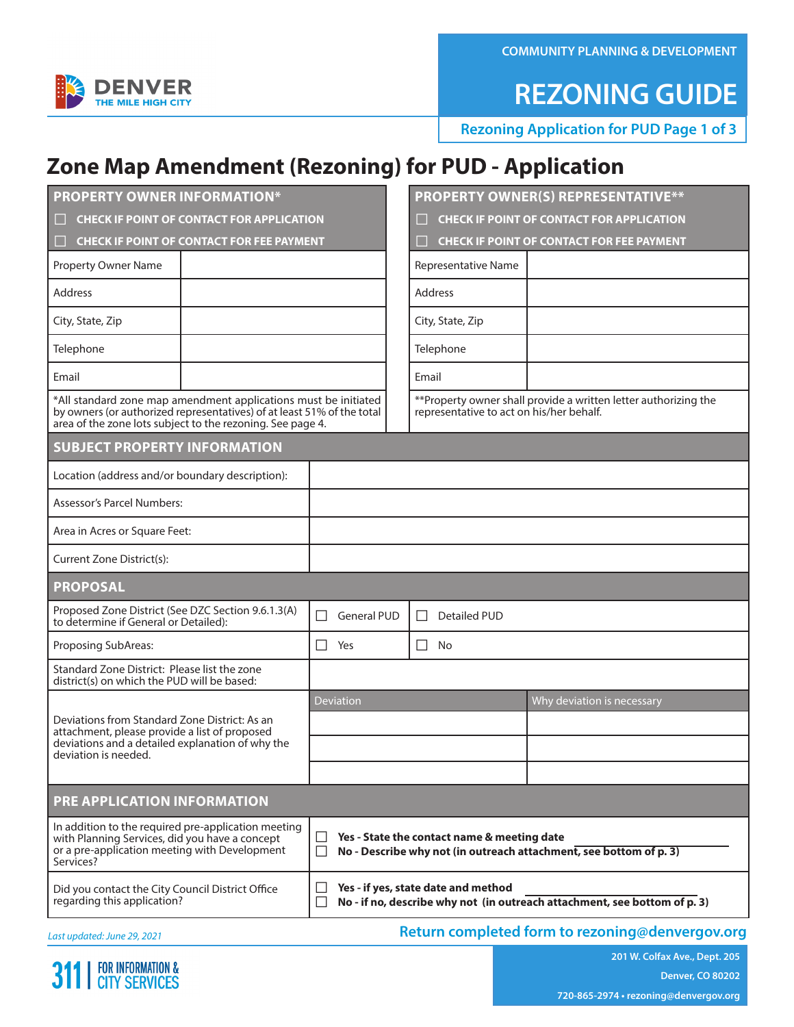COMMUNITY PLANNING & DEVELOPMENT

# REZONING GUIDE

**Rezoning Application for PUD Page 1 of 3**

# Zone Map Amendment (Rezoning) for PUD - Application

| PROPERTY OWNER INFORMATION* | |
|---|---|
| ☐ CHECK IF POINT OF CONTACT FOR APPLICATION | |
| ☐ CHECK IF POINT OF CONTACT FOR FEE PAYMENT | |
| Property Owner Name | |
| Address | |
| City, State, Zip | |
| Telephone | |
| Email | |

*All standard zone map amendment applications must be initiated by owners (or authorized representatives) of at least 51% of the total area of the zone lots subject to the rezoning. See page 4.

| PROPERTY OWNER(S) REPRESENTATIVE** | |
|---|---|
| ☐ CHECK IF POINT OF CONTACT FOR APPLICATION | |
| ☐ CHECK IF POINT OF CONTACT FOR FEE PAYMENT | |
| Representative Name | |
| Address | |
| City, State, Zip | |
| Telephone | |
| Email | |

**Property owner shall provide a written letter authorizing the representative to act on his/her behalf.

| SUBJECT PROPERTY INFORMATION | |
|---|---|
| Location (address and/or boundary description): | |
| Assessor's Parcel Numbers: | |
| Area in Acres or Square Feet: | |
| Current Zone District(s): | |

| PROPOSAL | | |
|---|---|---|
| Proposed Zone District (See DZC Section 9.6.1.3(A) to determine if General or Detailed): | ☐ General PUD | ☐ Detailed PUD |
| Proposing SubAreas: | ☐ Yes | ☐ No |
| Standard Zone District: Please list the zone district(s) on which the PUD will be based: | | |
| Deviations from Standard Zone District: As an attachment, please provide a list of proposed deviations and a detailed explanation of why the deviation is needed. | Deviation | Why deviation is necessary |
| | | |
| | | |
| | | |

| PRE APPLICATION INFORMATION | |
|---|---|
| In addition to the required pre-application meeting with Planning Services, did you have a concept or a pre-application meeting with Development Services? | ☐ **Yes - State the contact name & meeting date** ______ <br> ☐ **No - Describe why not (in outreach attachment, see bottom of p. 3)** |
| Did you contact the City Council District Office regarding this application? | ☐ **Yes - if yes, state date and method** ______ <br> ☐ **No - if no, describe why not (in outreach attachment, see bottom of p. 3)** |

*Last updated: June 29, 2021*

**Return completed form to rezoning@denvergov.org**

311 | FOR INFORMATION & CITY SERVICES

201 W. Colfax Ave., Dept. 205
Denver, CO 80202
720-865-2974 • rezoning@denvergov.org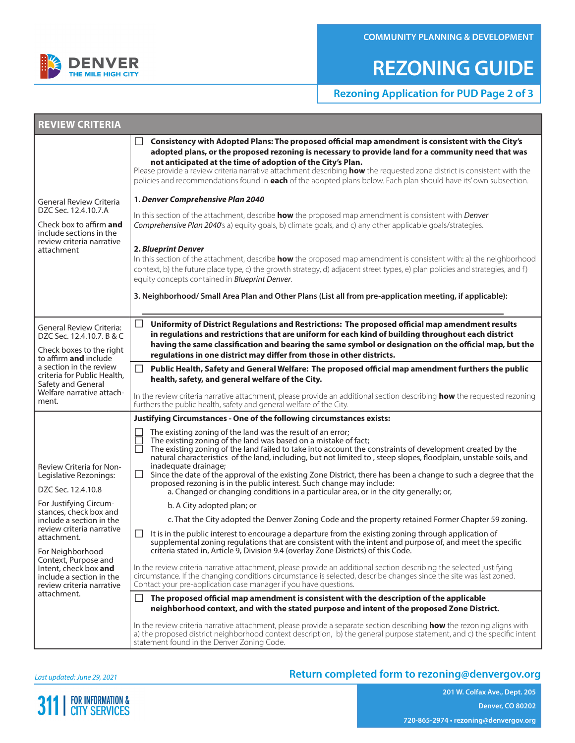## REVIEW CRITERIA

| | |
|---|---|
| General Review Criteria DZC Sec. 12.4.10.7.A<br><br>Check box to affirm **and** include sections in the review criteria narrative attachment | ☐ **Consistency with Adopted Plans: The proposed official map amendment is consistent with the City's adopted plans, or the proposed rezoning is necessary to provide land for a community need that was not anticipated at the time of adoption of the City's Plan.**<br>Please provide a review criteria narrative attachment describing **how** the requested zone district is consistent with the policies and recommendations found in **each** of the adopted plans below. Each plan should have its' own subsection.<br><br>**1. *Denver Comprehensive Plan 2040***<br>In this section of the attachment, describe **how** the proposed map amendment is consistent with *Denver Comprehensive Plan 2040*'s a) equity goals, b) climate goals, and c) any other applicable goals/strategies.<br><br>**2. *Blueprint Denver***<br>In this section of the attachment, describe **how** the proposed map amendment is consistent with: a) the neighborhood context, b) the future place type, c) the growth strategy, d) adjacent street types, e) plan policies and strategies, and f) equity concepts contained in *Blueprint Denver*.<br><br>**3. Neighborhood/ Small Area Plan and Other Plans (List all from pre-application meeting, if applicable):**<br>________________________________________ |
| General Review Criteria: DZC Sec. 12.4.10.7. B & C<br><br>Check boxes to the right to affirm **and** include a section in the review criteria for Public Health, Safety and General Welfare narrative attachment. | ☐ **Uniformity of District Regulations and Restrictions: The proposed official map amendment results in regulations and restrictions that are uniform for each kind of building throughout each district having the same classification and bearing the same symbol or designation on the official map, but the regulations in one district may differ from those in other districts.**<br><br>☐ **Public Health, Safety and General Welfare: The proposed official map amendment furthers the public health, safety, and general welfare of the City.**<br><br>In the review criteria narrative attachment, please provide an additional section describing **how** the requested rezoning furthers the public health, safety and general welfare of the City. |
| Review Criteria for Non-Legislative Rezonings:<br><br>DZC Sec. 12.4.10.8<br><br>For Justifying Circumstances, check box and include a section in the review criteria narrative attachment.<br><br>For Neighborhood Context, Purpose and Intent, check box **and** include a section in the review criteria narrative attachment. | **Justifying Circumstances - One of the following circumstances exists:**<br><br>☐ The existing zoning of the land was the result of an error;<br>☐ The existing zoning of the land was based on a mistake of fact;<br>☐ The existing zoning of the land failed to take into account the constraints of development created by the natural characteristics of the land, including, but not limited to , steep slopes, floodplain, unstable soils, and inadequate drainage;<br>☐ Since the date of the approval of the existing Zone District, there has been a change to such a degree that the proposed rezoning is in the public interest. Such change may include:<br>a. Changed or changing conditions in a particular area, or in the city generally; or,<br>b. A City adopted plan; or<br>c. That the City adopted the Denver Zoning Code and the property retained Former Chapter 59 zoning.<br>☐ It is in the public interest to encourage a departure from the existing zoning through application of supplemental zoning regulations that are consistent with the intent and purpose of, and meet the specific criteria stated in, Article 9, Division 9.4 (overlay Zone Districts) of this Code.<br><br>In the review criteria narrative attachment, please provide an additional section describing the selected justifying circumstance. If the changing conditions circumstance is selected, describe changes since the site was last zoned. Contact your pre-application case manager if you have questions.<br><br>☐ **The proposed official map amendment is consistent with the description of the applicable neighborhood context, and with the stated purpose and intent of the proposed Zone District.**<br><br>In the review criteria narrative attachment, please provide a separate section describing **how** the rezoning aligns with a) the proposed district neighborhood context description, b) the general purpose statement, and c) the specific intent statement found in the Denver Zoning Code. |

*Last updated: June 29, 2021*

**Return completed form to rezoning@denvergov.org**

201 W. Colfax Ave., Dept. 205
Denver, CO 80202
720-865-2974 • rezoning@denvergov.org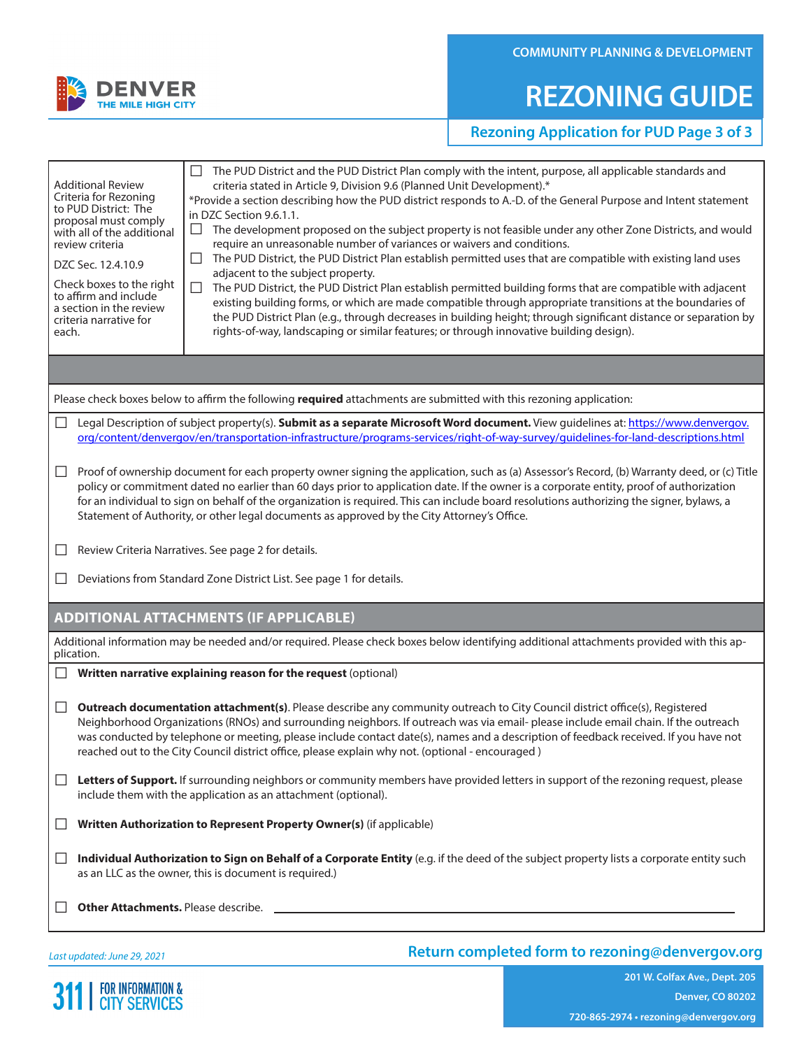DENVER
THE MILE HIGH CITY

COMMUNITY PLANNING & DEVELOPMENT

# REZONING GUIDE

## Rezoning Application for PUD Page 3 of 3

| Additional Review Criteria for Rezoning to PUD District: The proposal must comply with all of the additional review criteria<br><br>DZC Sec. 12.4.10.9<br><br>Check boxes to the right to affirm and include a section in the review criteria narrative for each. | ☐ The PUD District and the PUD District Plan comply with the intent, purpose, all applicable standards and criteria stated in Article 9, Division 9.6 (Planned Unit Development).*<br>*Provide a section describing how the PUD district responds to A.-D. of the General Purpose and Intent statement in DZC Section 9.6.1.1.<br>☐ The development proposed on the subject property is not feasible under any other Zone Districts, and would require an unreasonable number of variances or waivers and conditions.<br>☐ The PUD District, the PUD District Plan establish permitted uses that are compatible with existing land uses adjacent to the subject property.<br>☐ The PUD District, the PUD District Plan establish permitted building forms that are compatible with adjacent existing building forms, or which are made compatible through appropriate transitions at the boundaries of the PUD District Plan (e.g., through decreases in building height; through significant distance or separation by rights-of-way, landscaping or similar features; or through innovative building design). |
|---|---|

Please check boxes below to affirm the following **required** attachments are submitted with this rezoning application:

☐ Legal Description of subject property(s). **Submit as a separate Microsoft Word document.** View guidelines at: https://www.denvergov.org/content/denvergov/en/transportation-infrastructure/programs-services/right-of-way-survey/guidelines-for-land-descriptions.html

☐ Proof of ownership document for each property owner signing the application, such as (a) Assessor's Record, (b) Warranty deed, or (c) Title policy or commitment dated no earlier than 60 days prior to application date. If the owner is a corporate entity, proof of authorization for an individual to sign on behalf of the organization is required. This can include board resolutions authorizing the signer, bylaws, a Statement of Authority, or other legal documents as approved by the City Attorney's Office.

☐ Review Criteria Narratives. See page 2 for details.

☐ Deviations from Standard Zone District List. See page 1 for details.

## ADDITIONAL ATTACHMENTS (IF APPLICABLE)

Additional information may be needed and/or required. Please check boxes below identifying additional attachments provided with this application.

☐ **Written narrative explaining reason for the request** (optional)

☐ **Outreach documentation attachment(s)**. Please describe any community outreach to City Council district office(s), Registered Neighborhood Organizations (RNOs) and surrounding neighbors. If outreach was via email- please include email chain. If the outreach was conducted by telephone or meeting, please include contact date(s), names and a description of feedback received. If you have not reached out to the City Council district office, please explain why not. (optional - encouraged )

☐ **Letters of Support.** If surrounding neighbors or community members have provided letters in support of the rezoning request, please include them with the application as an attachment (optional).

☐ **Written Authorization to Represent Property Owner(s)** (if applicable)

☐ **Individual Authorization to Sign on Behalf of a Corporate Entity** (e.g. if the deed of the subject property lists a corporate entity such as an LLC as the owner, this is document is required.)

☐ **Other Attachments.** Please describe. ______________________________

*Last updated: June 29, 2021*

**Return completed form to rezoning@denvergov.org**

311 | FOR INFORMATION & CITY SERVICES

201 W. Colfax Ave., Dept. 205
Denver, CO 80202
720-865-2974 • rezoning@denvergov.org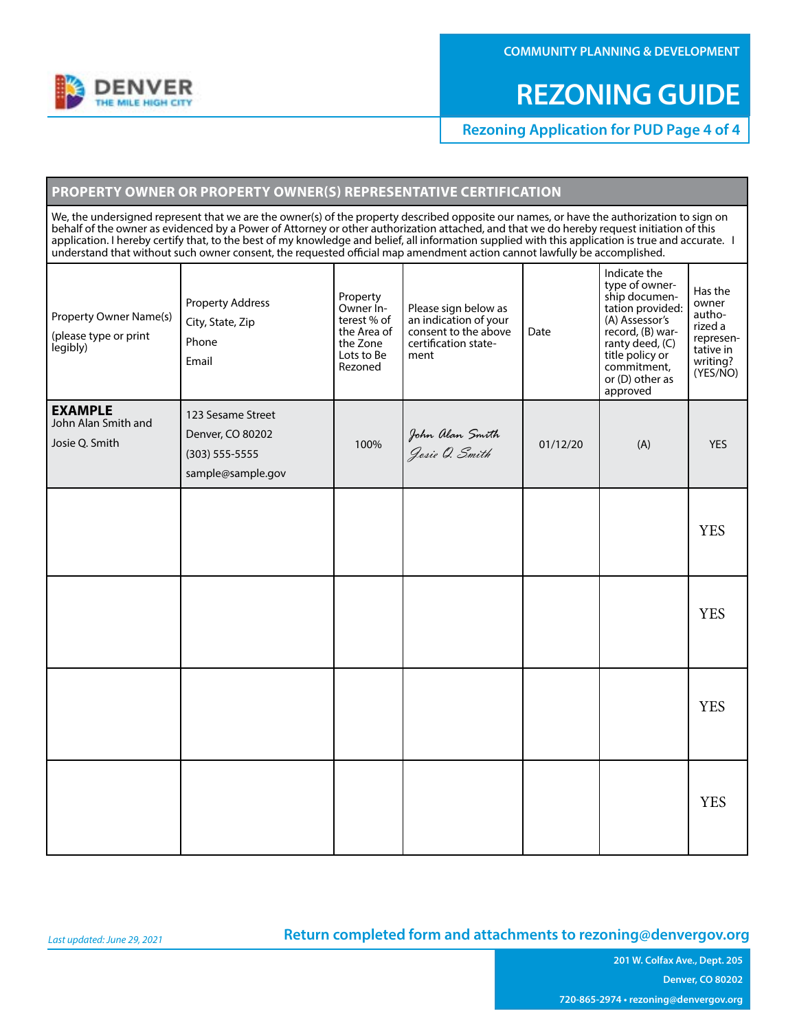# REZONING GUIDE

COMMUNITY PLANNING & DEVELOPMENT

**Rezoning Application for PUD Page 4 of 4**

## PROPERTY OWNER OR PROPERTY OWNER(S) REPRESENTATIVE CERTIFICATION

We, the undersigned represent that we are the owner(s) of the property described opposite our names, or have the authorization to sign on behalf of the owner as evidenced by a Power of Attorney or other authorization attached, and that we do hereby request initiation of this application. I hereby certify that, to the best of my knowledge and belief, all information supplied with this application is true and accurate. I understand that without such owner consent, the requested official map amendment action cannot lawfully be accomplished.

| Property Owner Name(s) (please type or print legibly) | Property Address City, State, Zip Phone Email | Property Owner Interest % of the Area of the Zone Lots to Be Rezoned | Please sign below as an indication of your consent to the above certification statement | Date | Indicate the type of ownership documentation provided: (A) Assessor's record, (B) warranty deed, (C) title policy or commitment, or (D) other as approved | Has the owner authorized a representative in writing? (YES/NO) |
|---|---|---|---|---|---|---|
| **EXAMPLE** John Alan Smith and Josie Q. Smith | 123 Sesame Street Denver, CO 80202 (303) 555-5555 sample@sample.gov | 100% | *John Alan Smith* *Josie Q. Smith* | 01/12/20 | (A) | YES |
| | | | | | | YES |
| | | | | | | YES |
| | | | | | | YES |
| | | | | | | YES |

*Last updated: June 29, 2021*

**Return completed form and attachments to rezoning@denvergov.org**

201 W. Colfax Ave., Dept. 205
Denver, CO 80202
720-865-2974 • rezoning@denvergov.org